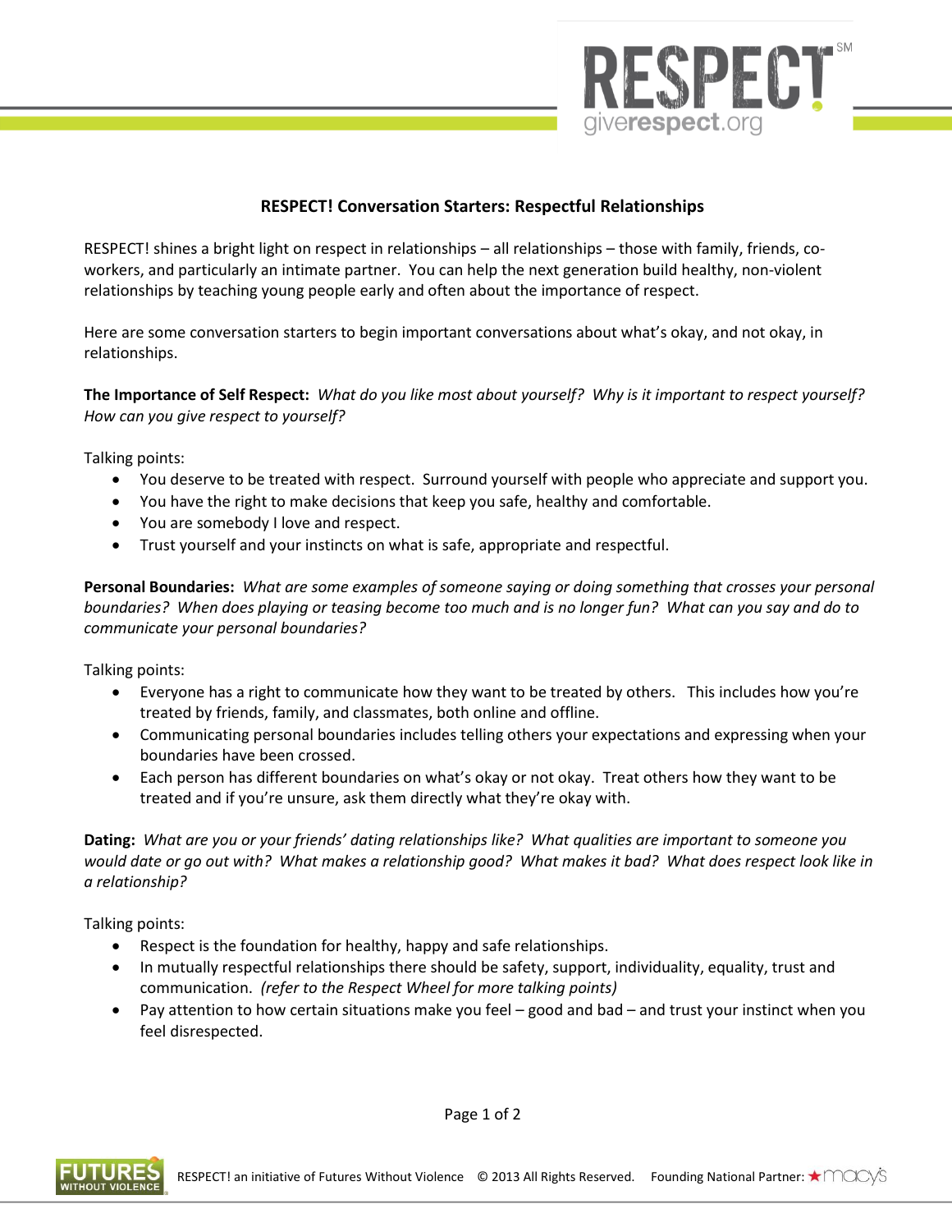# RESPECT! Conversation Starters: Respectful Relationships

RESPECT! shines a bright light on respect in relationships – all relationships – those with family, friends, co-workers, and particularly an intimate partner. You can help the next generation build healthy, non-violent relationships by teaching young people early and often about the importance of respect.

Here are some conversation starters to begin important conversations about what's okay, and not okay, in relationships.

**The Importance of Self Respect:** *What do you like most about yourself? Why is it important to respect yourself? How can you give respect to yourself?*

Talking points:

- You deserve to be treated with respect. Surround yourself with people who appreciate and support you.
- You have the right to make decisions that keep you safe, healthy and comfortable.
- You are somebody I love and respect.
- Trust yourself and your instincts on what is safe, appropriate and respectful.

**Personal Boundaries:** *What are some examples of someone saying or doing something that crosses your personal boundaries? When does playing or teasing become too much and is no longer fun? What can you say and do to communicate your personal boundaries?*

Talking points:

- Everyone has a right to communicate how they want to be treated by others. This includes how you're treated by friends, family, and classmates, both online and offline.
- Communicating personal boundaries includes telling others your expectations and expressing when your boundaries have been crossed.
- Each person has different boundaries on what's okay or not okay. Treat others how they want to be treated and if you're unsure, ask them directly what they're okay with.

**Dating:** *What are you or your friends' dating relationships like? What qualities are important to someone you would date or go out with? What makes a relationship good? What makes it bad? What does respect look like in a relationship?*

Talking points:

- Respect is the foundation for healthy, happy and safe relationships.
- In mutually respectful relationships there should be safety, support, individuality, equality, trust and communication. *(refer to the Respect Wheel for more talking points)*
- Pay attention to how certain situations make you feel – good and bad – and trust your instinct when you feel disrespected.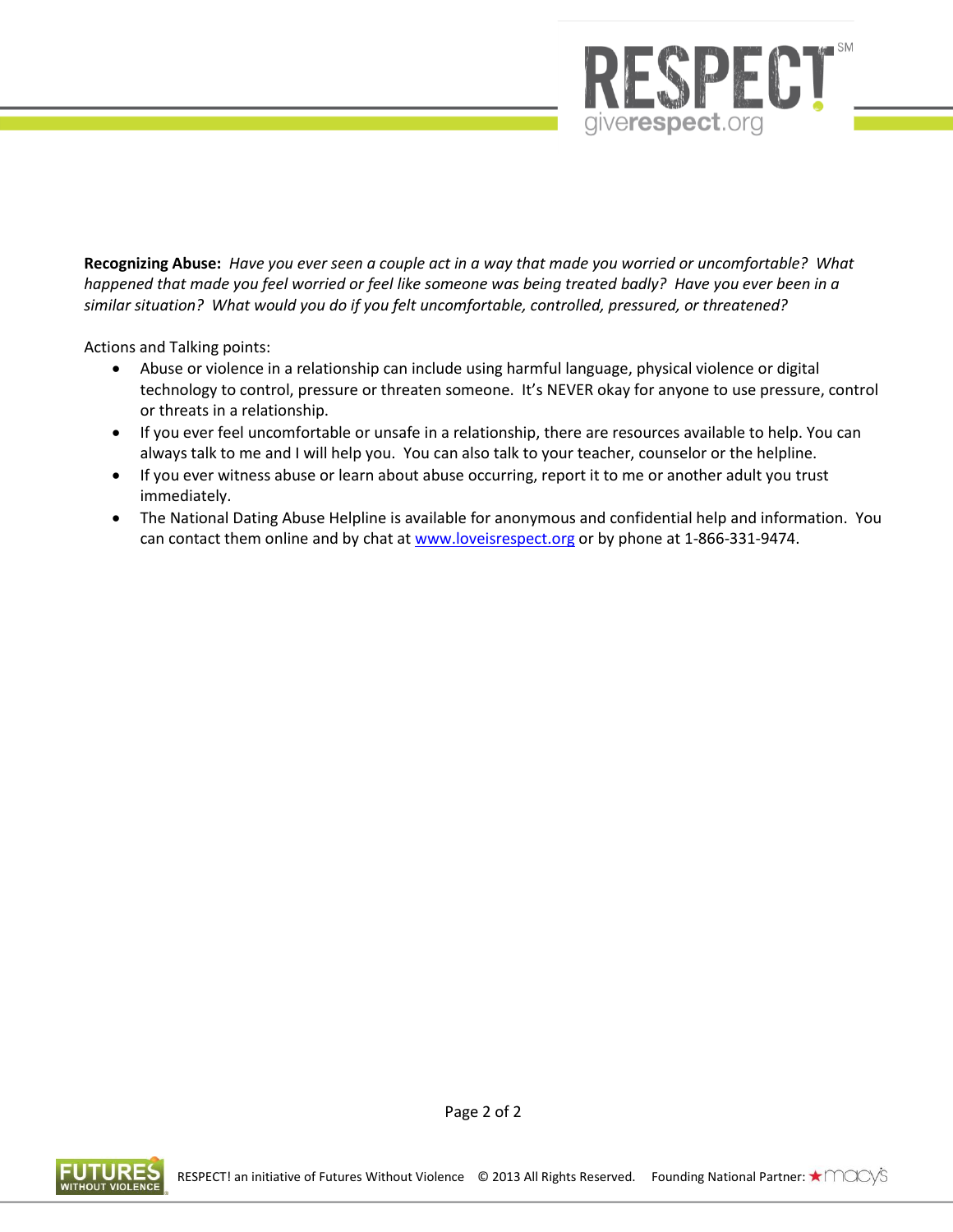**Recognizing Abuse:** *Have you ever seen a couple act in a way that made you worried or uncomfortable? What happened that made you feel worried or feel like someone was being treated badly? Have you ever been in a similar situation? What would you do if you felt uncomfortable, controlled, pressured, or threatened?*

Actions and Talking points:

- Abuse or violence in a relationship can include using harmful language, physical violence or digital technology to control, pressure or threaten someone. It's NEVER okay for anyone to use pressure, control or threats in a relationship.
- If you ever feel uncomfortable or unsafe in a relationship, there are resources available to help. You can always talk to me and I will help you. You can also talk to your teacher, counselor or the helpline.
- If you ever witness abuse or learn about abuse occurring, report it to me or another adult you trust immediately.
- The National Dating Abuse Helpline is available for anonymous and confidential help and information. You can contact them online and by chat at [www.loveisrespect.org](http://www.loveisrespect.org) or by phone at 1-866-331-9474.